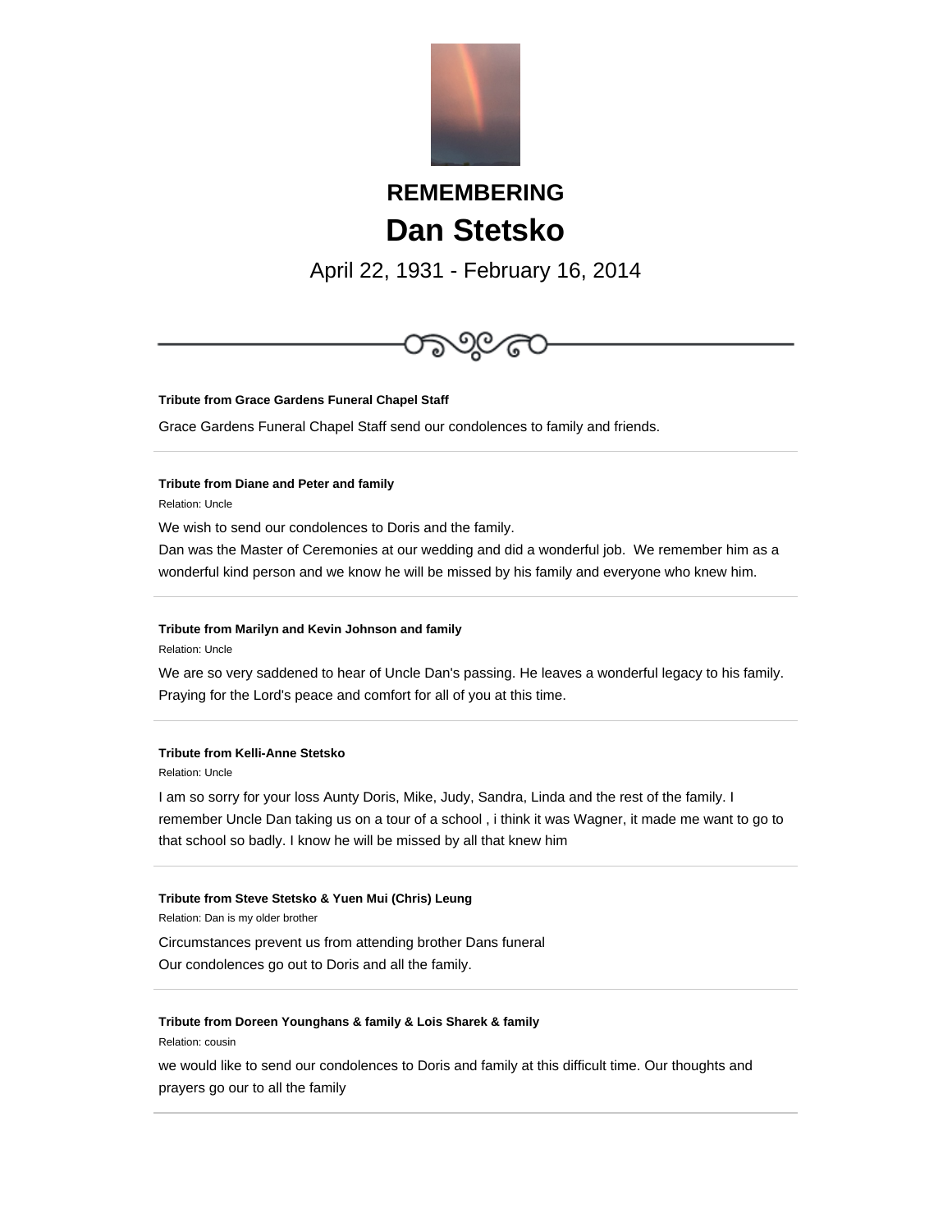# REMEMBERING

# Dan Stetsko

April 22, 1931 - February 16, 2014

---

**Tribute from Grace Gardens Funeral Chapel Staff**

Grace Gardens Funeral Chapel Staff send our condolences to family and friends.

---

**Tribute from Diane and Peter and family**

Relation: Uncle

We wish to send our condolences to Doris and the family.
Dan was the Master of Ceremonies at our wedding and did a wonderful job. We remember him as a wonderful kind person and we know he will be missed by his family and everyone who knew him.

---

**Tribute from Marilyn and Kevin Johnson and family**

Relation: Uncle

We are so very saddened to hear of Uncle Dan's passing. He leaves a wonderful legacy to his family. Praying for the Lord's peace and comfort for all of you at this time.

---

**Tribute from Kelli-Anne Stetsko**

Relation: Uncle

I am so sorry for your loss Aunty Doris, Mike, Judy, Sandra, Linda and the rest of the family. I remember Uncle Dan taking us on a tour of a school , i think it was Wagner, it made me want to go to that school so badly. I know he will be missed by all that knew him

---

**Tribute from Steve Stetsko & Yuen Mui (Chris) Leung**

Relation: Dan is my older brother

Circumstances prevent us from attending brother Dans funeral
Our condolences go out to Doris and all the family.

---

**Tribute from Doreen Younghans & family & Lois Sharek & family**

Relation: cousin

we would like to send our condolences to Doris and family at this difficult time. Our thoughts and prayers go our to all the family

---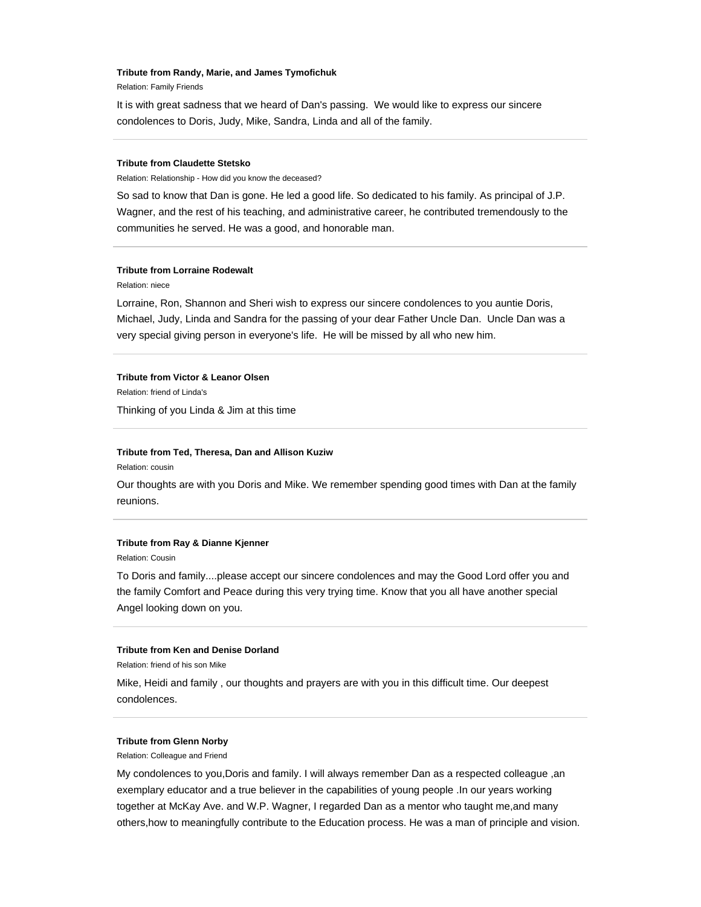**Tribute from Randy, Marie, and James Tymofichuk**

Relation: Family Friends

It is with great sadness that we heard of Dan's passing.  We would like to express our sincere condolences to Doris, Judy, Mike, Sandra, Linda and all of the family.

---

**Tribute from Claudette Stetsko**

Relation: Relationship - How did you know the deceased?

So sad to know that Dan is gone. He led a good life. So dedicated to his family. As principal of J.P. Wagner, and the rest of his teaching, and administrative career, he contributed tremendously to the communities he served. He was a good, and honorable man.

---

**Tribute from Lorraine Rodewalt**

Relation: niece

Lorraine, Ron, Shannon and Sheri wish to express our sincere condolences to you auntie Doris, Michael, Judy, Linda and Sandra for the passing of your dear Father Uncle Dan.  Uncle Dan was a very special giving person in everyone's life.  He will be missed by all who new him.

---

**Tribute from Victor & Leanor Olsen**

Relation: friend of Linda's

Thinking of you Linda & Jim at this time

---

**Tribute from Ted, Theresa, Dan and Allison Kuziw**

Relation: cousin

Our thoughts are with you Doris and Mike. We remember spending good times with Dan at the family reunions.

---

**Tribute from Ray & Dianne Kjenner**

Relation: Cousin

To Doris and family....please accept our sincere condolences and may the Good Lord offer you and the family Comfort and Peace during this very trying time. Know that you all have another special Angel looking down on you.

---

**Tribute from Ken and Denise Dorland**

Relation: friend of his son Mike

Mike, Heidi and family , our thoughts and prayers are with you in this difficult time. Our deepest condolences.

---

**Tribute from Glenn Norby**

Relation: Colleague and Friend

My condolences to you,Doris and family. I will always remember Dan as a respected colleague ,an exemplary educator and a true believer in the capabilities of young people .In our years working together at McKay Ave. and W.P. Wagner, I regarded Dan as a mentor who taught me,and many others,how to meaningfully contribute to the Education process. He was a man of principle and vision.